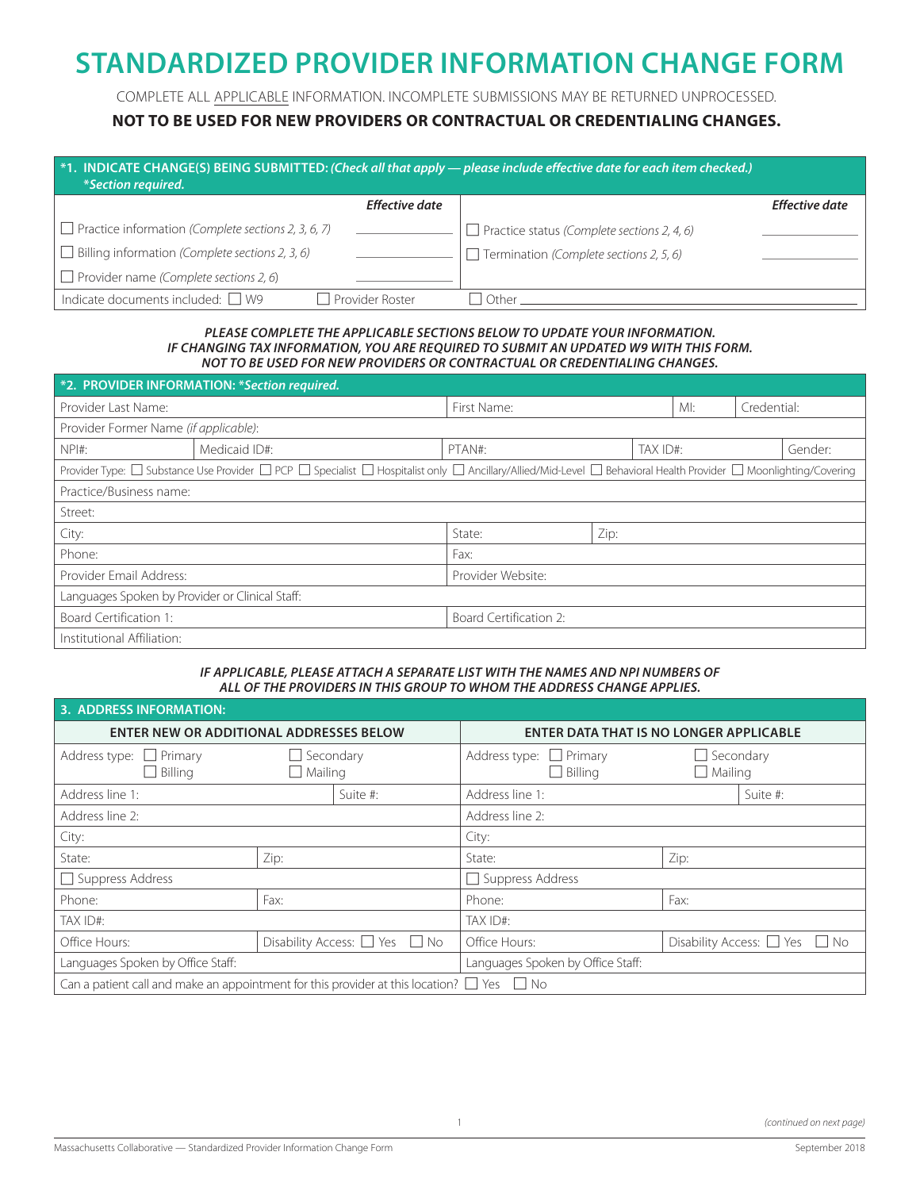# STANDARDIZED PROVIDER INFORMATION CHANGE FORM

COMPLETE ALL APPLICABLE INFORMATION. INCOMPLETE SUBMISSIONS MAY BE RETURNED UNPROCESSED.

**NOT TO BE USED FOR NEW PROVIDERS OR CONTRACTUAL OR CREDENTIALING CHANGES.**

| **\*1. INDICATE CHANGE(S) BEING SUBMITTED:** ***(Check all that apply — please include effective date for each item checked.)*** ***\*Section required.*** | | | |
|---|---|---|---|
| | ***Effective date*** | | ***Effective date*** |
| ☐ Practice information *(Complete sections 2, 3, 6, 7)* | ________ | ☐ Practice status *(Complete sections 2, 4, 6)* | ________ |
| ☐ Billing information *(Complete sections 2, 3, 6)* | ________ | ☐ Termination *(Complete sections 2, 5, 6)* | ________ |
| ☐ Provider name *(Complete sections 2, 6)* | ________ | | |
| Indicate documents included: ☐ W9 | ☐ Provider Roster | ☐ Other ________ | |

***PLEASE COMPLETE THE APPLICABLE SECTIONS BELOW TO UPDATE YOUR INFORMATION.***
***IF CHANGING TAX INFORMATION, YOU ARE REQUIRED TO SUBMIT AN UPDATED W9 WITH THIS FORM.***
***NOT TO BE USED FOR NEW PROVIDERS OR CONTRACTUAL OR CREDENTIALING CHANGES.***

| **\*2. PROVIDER INFORMATION:** ***\*Section required.*** | | | | |
|---|---|---|---|---|
| Provider Last Name: | | First Name: | MI: | Credential: |
| Provider Former Name *(if applicable)*: | | | | |
| NPI#: | Medicaid ID#: | PTAN#: | TAX ID#: | Gender: |
| Provider Type: ☐ Substance Use Provider ☐ PCP ☐ Specialist ☐ Hospitalist only ☐ Ancillary/Allied/Mid-Level ☐ Behavioral Health Provider ☐ Moonlighting/Covering | | | | |
| Practice/Business name: | | | | |
| Street: | | | | |
| City: | | State: | Zip: | |
| Phone: | | Fax: | | |
| Provider Email Address: | | Provider Website: | | |
| Languages Spoken by Provider or Clinical Staff: | | | | |
| Board Certification 1: | | Board Certification 2: | | |
| Institutional Affiliation: | | | | |

***IF APPLICABLE, PLEASE ATTACH A SEPARATE LIST WITH THE NAMES AND NPI NUMBERS OF ALL OF THE PROVIDERS IN THIS GROUP TO WHOM THE ADDRESS CHANGE APPLIES.***

| **3. ADDRESS INFORMATION:** | | | |
|---|---|---|---|
| **ENTER NEW OR ADDITIONAL ADDRESSES BELOW** | | **ENTER DATA THAT IS NO LONGER APPLICABLE** | |
| Address type: ☐ Primary ☐ Billing | ☐ Secondary ☐ Mailing | Address type: ☐ Primary ☐ Billing | ☐ Secondary ☐ Mailing |
| Address line 1: | Suite #: | Address line 1: | Suite #: |
| Address line 2: | | Address line 2: | |
| City: | | City: | |
| State: | Zip: | State: | Zip: |
| ☐ Suppress Address | | ☐ Suppress Address | |
| Phone: | Fax: | Phone: | Fax: |
| TAX ID#: | | TAX ID#: | |
| Office Hours: | Disability Access: ☐ Yes ☐ No | Office Hours: | Disability Access: ☐ Yes ☐ No |
| Languages Spoken by Office Staff: | | Languages Spoken by Office Staff: | |
| Can a patient call and make an appointment for this provider at this location? ☐ Yes ☐ No | | | |

*(continued on next page)*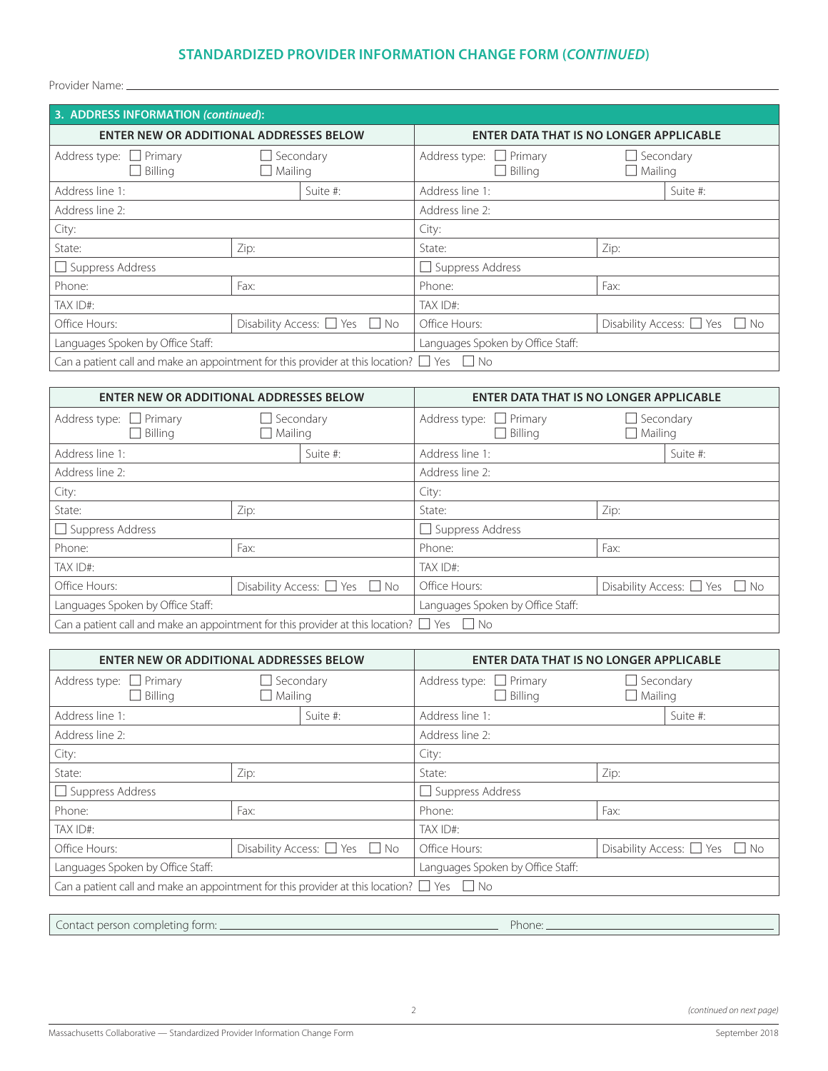## STANDARDIZED PROVIDER INFORMATION CHANGE FORM (*CONTINUED*)

Provider Name: ______________________________________________

### 3. ADDRESS INFORMATION *(continued)*:

| ENTER NEW OR ADDITIONAL ADDRESSES BELOW | | ENTER DATA THAT IS NO LONGER APPLICABLE | |
|---|---|---|---|
| Address type: ☐ Primary ☐ Billing | ☐ Secondary ☐ Mailing | Address type: ☐ Primary ☐ Billing | ☐ Secondary ☐ Mailing |
| Address line 1: | Suite #: | Address line 1: | Suite #: |
| Address line 2: | | Address line 2: | |
| City: | | City: | |
| State: | Zip: | State: | Zip: |
| ☐ Suppress Address | | ☐ Suppress Address | |
| Phone: | Fax: | Phone: | Fax: |
| TAX ID#: | | TAX ID#: | |
| Office Hours: | Disability Access: ☐ Yes ☐ No | Office Hours: | Disability Access: ☐ Yes ☐ No |
| Languages Spoken by Office Staff: | | Languages Spoken by Office Staff: | |
| Can a patient call and make an appointment for this provider at this location? ☐ Yes ☐ No | | | |

| ENTER NEW OR ADDITIONAL ADDRESSES BELOW | | ENTER DATA THAT IS NO LONGER APPLICABLE | |
|---|---|---|---|
| Address type: ☐ Primary ☐ Billing | ☐ Secondary ☐ Mailing | Address type: ☐ Primary ☐ Billing | ☐ Secondary ☐ Mailing |
| Address line 1: | Suite #: | Address line 1: | Suite #: |
| Address line 2: | | Address line 2: | |
| City: | | City: | |
| State: | Zip: | State: | Zip: |
| ☐ Suppress Address | | ☐ Suppress Address | |
| Phone: | Fax: | Phone: | Fax: |
| TAX ID#: | | TAX ID#: | |
| Office Hours: | Disability Access: ☐ Yes ☐ No | Office Hours: | Disability Access: ☐ Yes ☐ No |
| Languages Spoken by Office Staff: | | Languages Spoken by Office Staff: | |
| Can a patient call and make an appointment for this provider at this location? ☐ Yes ☐ No | | | |

| ENTER NEW OR ADDITIONAL ADDRESSES BELOW | | ENTER DATA THAT IS NO LONGER APPLICABLE | |
|---|---|---|---|
| Address type: ☐ Primary ☐ Billing | ☐ Secondary ☐ Mailing | Address type: ☐ Primary ☐ Billing | ☐ Secondary ☐ Mailing |
| Address line 1: | Suite #: | Address line 1: | Suite #: |
| Address line 2: | | Address line 2: | |
| City: | | City: | |
| State: | Zip: | State: | Zip: |
| ☐ Suppress Address | | ☐ Suppress Address | |
| Phone: | Fax: | Phone: | Fax: |
| TAX ID#: | | TAX ID#: | |
| Office Hours: | Disability Access: ☐ Yes ☐ No | Office Hours: | Disability Access: ☐ Yes ☐ No |
| Languages Spoken by Office Staff: | | Languages Spoken by Office Staff: | |
| Can a patient call and make an appointment for this provider at this location? ☐ Yes ☐ No | | | |

Contact person completing form: ______________________ Phone: ______________________

*(continued on next page)*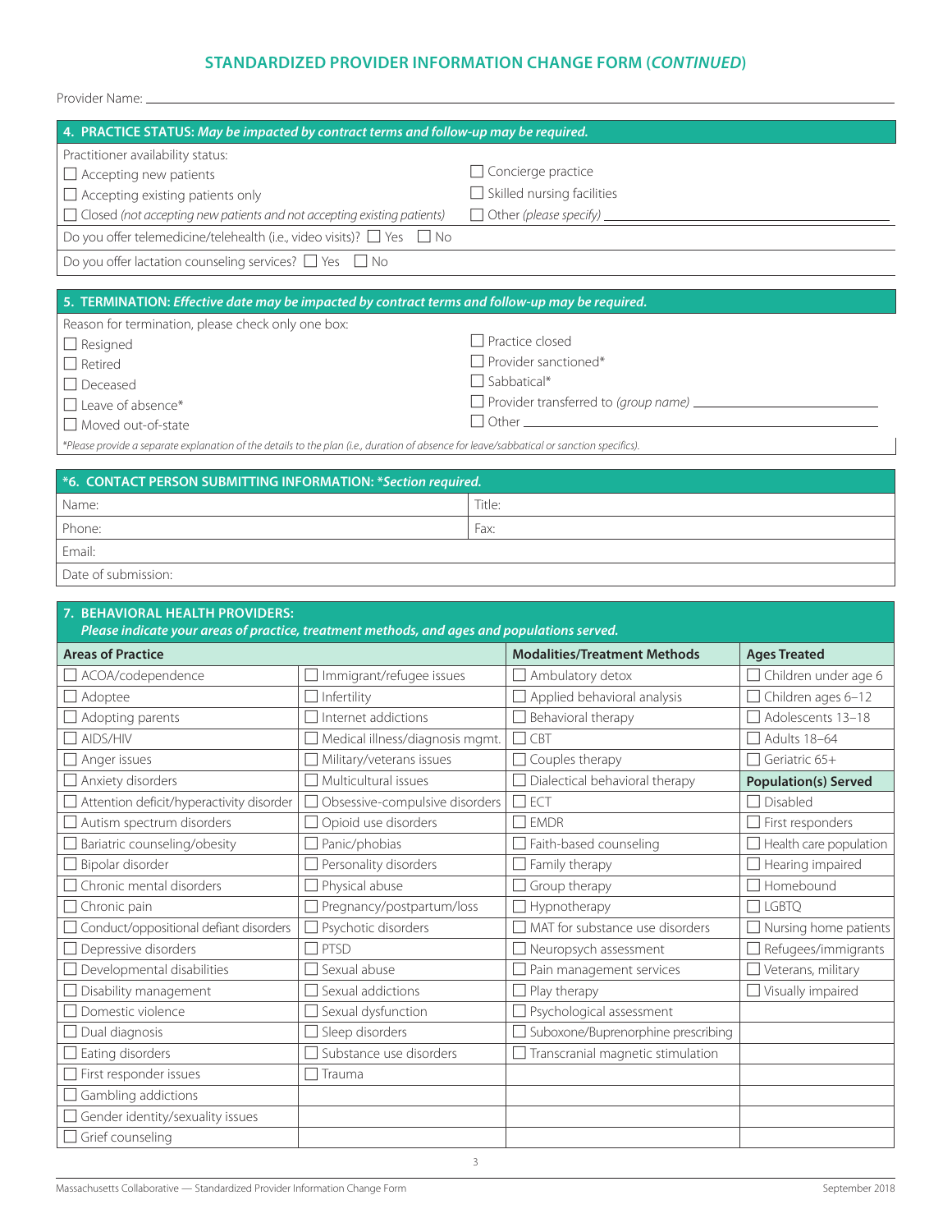## STANDARDIZED PROVIDER INFORMATION CHANGE FORM (*CONTINUED*)

Provider Name: ______________________________________________

### 4. PRACTICE STATUS: *May be impacted by contract terms and follow-up may be required.*

Practitioner availability status:

- ☐ Accepting new patients
- ☐ Accepting existing patients only
- ☐ Closed *(not accepting new patients and not accepting existing patients)*
- ☐ Concierge practice
- ☐ Skilled nursing facilities
- ☐ Other *(please specify)* ______________________

Do you offer telemedicine/telehealth (i.e., video visits)? ☐ Yes ☐ No

Do you offer lactation counseling services? ☐ Yes ☐ No

### 5. TERMINATION: *Effective date may be impacted by contract terms and follow-up may be required.*

Reason for termination, please check only one box:

- ☐ Resigned
- ☐ Retired
- ☐ Deceased
- ☐ Leave of absence*
- ☐ Moved out-of-state
- ☐ Practice closed
- ☐ Provider sanctioned*
- ☐ Sabbatical*
- ☐ Provider transferred to *(group name)* ______________________
- ☐ Other ______________________

*\*Please provide a separate explanation of the details to the plan (i.e., duration of absence for leave/sabbatical or sanction specifics).*

### *6. CONTACT PERSON SUBMITTING INFORMATION: *\*Section required.*

| | |
|---|---|
| Name: | Title: |
| Phone: | Fax: |
| Email: | |
| Date of submission: | |

### 7. BEHAVIORAL HEALTH PROVIDERS:
***Please indicate your areas of practice, treatment methods, and ages and populations served.***

| **Areas of Practice** | | **Modalities/Treatment Methods** | **Ages Treated** |
|---|---|---|---|
| ☐ ACOA/codependence | ☐ Immigrant/refugee issues | ☐ Ambulatory detox | ☐ Children under age 6 |
| ☐ Adoptee | ☐ Infertility | ☐ Applied behavioral analysis | ☐ Children ages 6–12 |
| ☐ Adopting parents | ☐ Internet addictions | ☐ Behavioral therapy | ☐ Adolescents 13–18 |
| ☐ AIDS/HIV | ☐ Medical illness/diagnosis mgmt. | ☐ CBT | ☐ Adults 18–64 |
| ☐ Anger issues | ☐ Military/veterans issues | ☐ Couples therapy | ☐ Geriatric 65+ |
| ☐ Anxiety disorders | ☐ Multicultural issues | ☐ Dialectical behavioral therapy | **Population(s) Served** |
| ☐ Attention deficit/hyperactivity disorder | ☐ Obsessive-compulsive disorders | ☐ ECT | ☐ Disabled |
| ☐ Autism spectrum disorders | ☐ Opioid use disorders | ☐ EMDR | ☐ First responders |
| ☐ Bariatric counseling/obesity | ☐ Panic/phobias | ☐ Faith-based counseling | ☐ Health care population |
| ☐ Bipolar disorder | ☐ Personality disorders | ☐ Family therapy | ☐ Hearing impaired |
| ☐ Chronic mental disorders | ☐ Physical abuse | ☐ Group therapy | ☐ Homebound |
| ☐ Chronic pain | ☐ Pregnancy/postpartum/loss | ☐ Hypnotherapy | ☐ LGBTQ |
| ☐ Conduct/oppositional defiant disorders | ☐ Psychotic disorders | ☐ MAT for substance use disorders | ☐ Nursing home patients |
| ☐ Depressive disorders | ☐ PTSD | ☐ Neuropsych assessment | ☐ Refugees/immigrants |
| ☐ Developmental disabilities | ☐ Sexual abuse | ☐ Pain management services | ☐ Veterans, military |
| ☐ Disability management | ☐ Sexual addictions | ☐ Play therapy | ☐ Visually impaired |
| ☐ Domestic violence | ☐ Sexual dysfunction | ☐ Psychological assessment | |
| ☐ Dual diagnosis | ☐ Sleep disorders | ☐ Suboxone/Buprenorphine prescribing | |
| ☐ Eating disorders | ☐ Substance use disorders | ☐ Transcranial magnetic stimulation | |
| ☐ First responder issues | ☐ Trauma | | |
| ☐ Gambling addictions | | | |
| ☐ Gender identity/sexuality issues | | | |
| ☐ Grief counseling | | | |